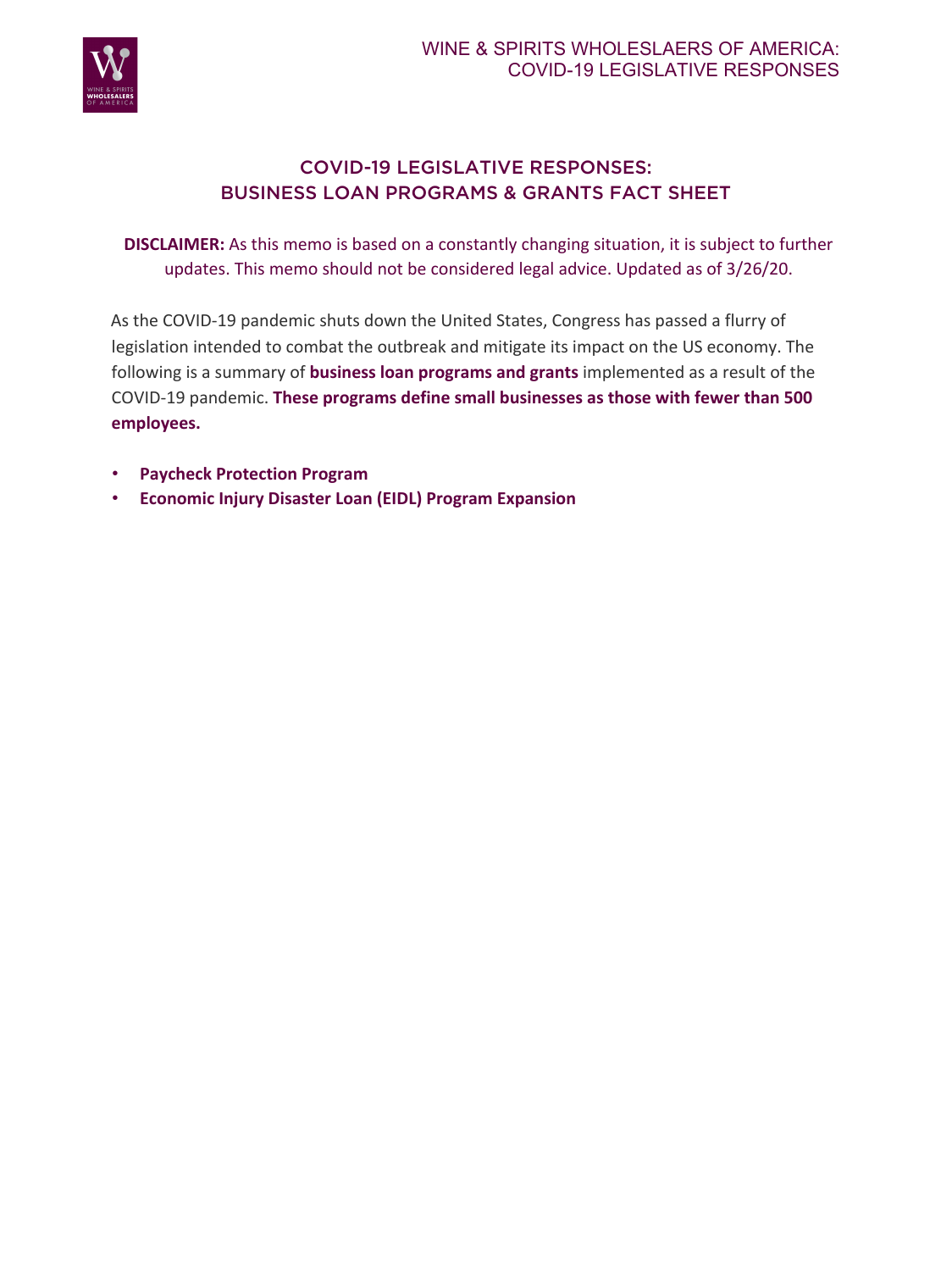# COVID-19 LEGISLATIVE RESPONSES: BUSINESS LOAN PROGRAMS & GRANTS FACT SHEET

**DISCLAIMER:** As this memo is based on a constantly changing situation, it is subject to further updates. This memo should not be considered legal advice. Updated as of 3/26/20.

As the COVID-19 pandemic shuts down the United States, Congress has passed a flurry of legislation intended to combat the outbreak and mitigate its impact on the US economy. The following is a summary of **business loan programs and grants** implemented as a result of the COVID-19 pandemic. **These programs define small businesses as those with fewer than 500 employees.**

- **Paycheck Protection Program**
- **Economic Injury Disaster Loan (EIDL) Program Expansion**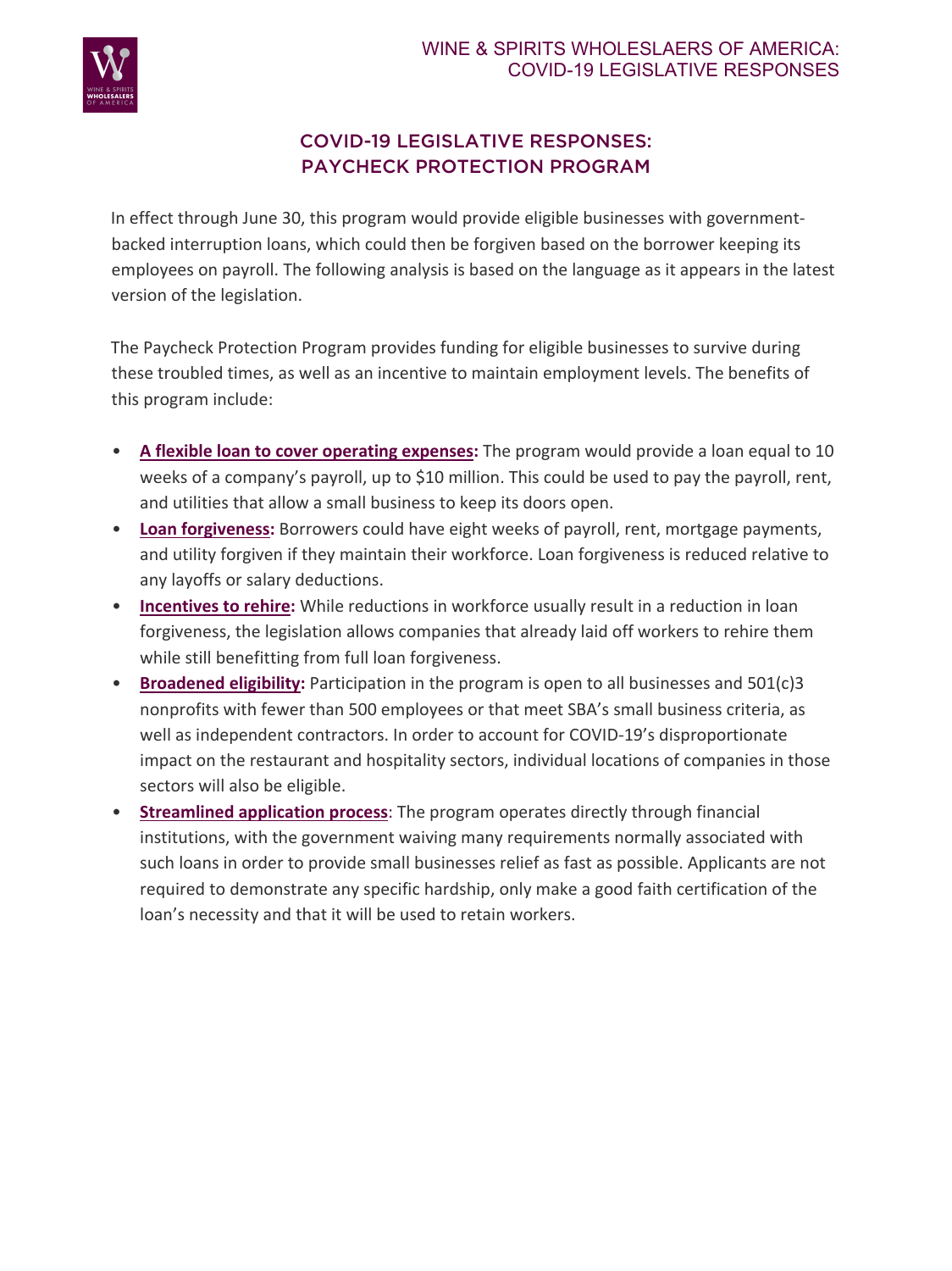# COVID-19 LEGISLATIVE RESPONSES: PAYCHECK PROTECTION PROGRAM

In effect through June 30, this program would provide eligible businesses with government-backed interruption loans, which could then be forgiven based on the borrower keeping its employees on payroll. The following analysis is based on the language as it appears in the latest version of the legislation.

The Paycheck Protection Program provides funding for eligible businesses to survive during these troubled times, as well as an incentive to maintain employment levels. The benefits of this program include:

- **A flexible loan to cover operating expenses:** The program would provide a loan equal to 10 weeks of a company's payroll, up to $10 million. This could be used to pay the payroll, rent, and utilities that allow a small business to keep its doors open.
- **Loan forgiveness:** Borrowers could have eight weeks of payroll, rent, mortgage payments, and utility forgiven if they maintain their workforce. Loan forgiveness is reduced relative to any layoffs or salary deductions.
- **Incentives to rehire:** While reductions in workforce usually result in a reduction in loan forgiveness, the legislation allows companies that already laid off workers to rehire them while still benefitting from full loan forgiveness.
- **Broadened eligibility:** Participation in the program is open to all businesses and 501(c)3 nonprofits with fewer than 500 employees or that meet SBA's small business criteria, as well as independent contractors. In order to account for COVID-19's disproportionate impact on the restaurant and hospitality sectors, individual locations of companies in those sectors will also be eligible.
- **Streamlined application process**: The program operates directly through financial institutions, with the government waiving many requirements normally associated with such loans in order to provide small businesses relief as fast as possible. Applicants are not required to demonstrate any specific hardship, only make a good faith certification of the loan's necessity and that it will be used to retain workers.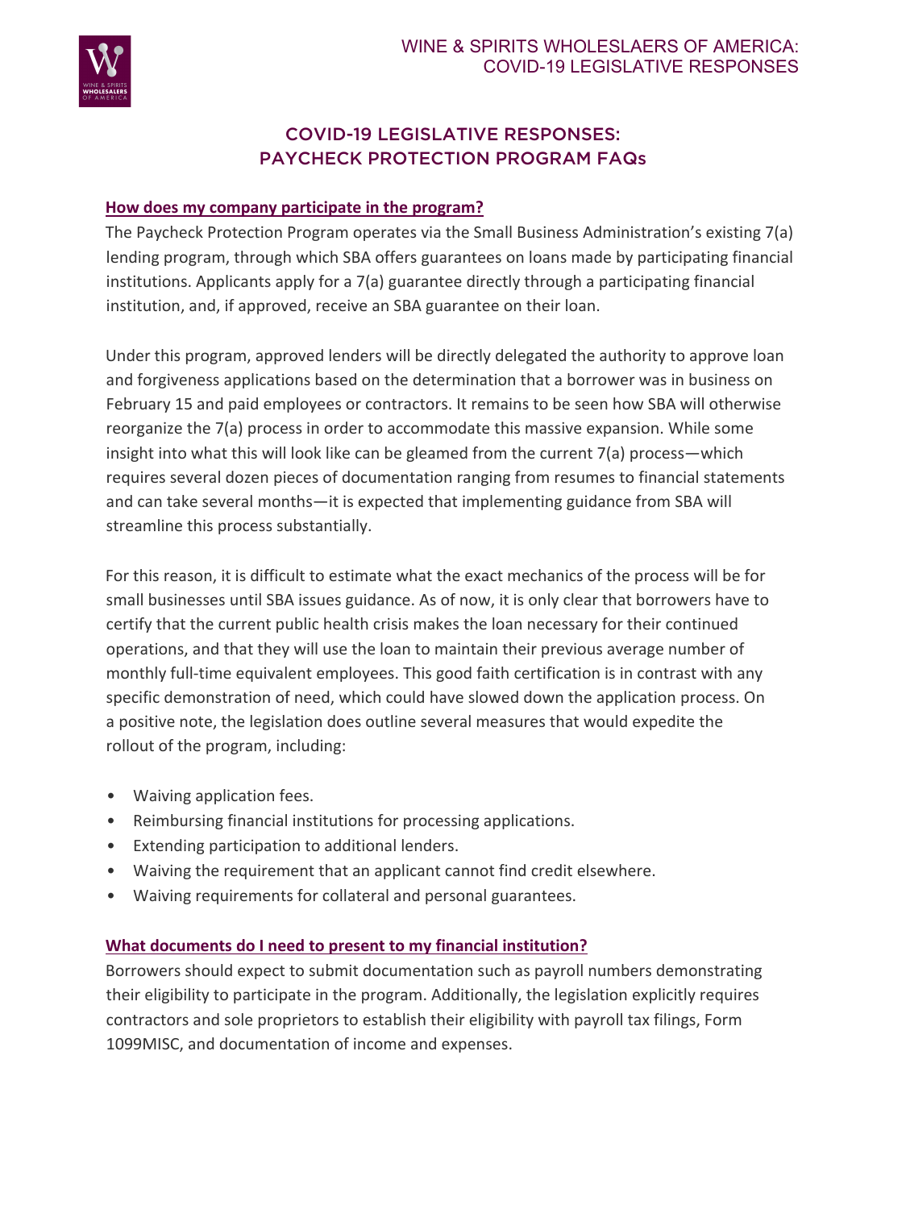## COVID-19 LEGISLATIVE RESPONSES: PAYCHECK PROTECTION PROGRAM FAQs

### How does my company participate in the program?

The Paycheck Protection Program operates via the Small Business Administration's existing 7(a) lending program, through which SBA offers guarantees on loans made by participating financial institutions. Applicants apply for a 7(a) guarantee directly through a participating financial institution, and, if approved, receive an SBA guarantee on their loan.

Under this program, approved lenders will be directly delegated the authority to approve loan and forgiveness applications based on the determination that a borrower was in business on February 15 and paid employees or contractors. It remains to be seen how SBA will otherwise reorganize the 7(a) process in order to accommodate this massive expansion. While some insight into what this will look like can be gleamed from the current 7(a) process—which requires several dozen pieces of documentation ranging from resumes to financial statements and can take several months—it is expected that implementing guidance from SBA will streamline this process substantially.

For this reason, it is difficult to estimate what the exact mechanics of the process will be for small businesses until SBA issues guidance. As of now, it is only clear that borrowers have to certify that the current public health crisis makes the loan necessary for their continued operations, and that they will use the loan to maintain their previous average number of monthly full-time equivalent employees. This good faith certification is in contrast with any specific demonstration of need, which could have slowed down the application process. On a positive note, the legislation does outline several measures that would expedite the rollout of the program, including:

- Waiving application fees.
- Reimbursing financial institutions for processing applications.
- Extending participation to additional lenders.
- Waiving the requirement that an applicant cannot find credit elsewhere.
- Waiving requirements for collateral and personal guarantees.

### What documents do I need to present to my financial institution?

Borrowers should expect to submit documentation such as payroll numbers demonstrating their eligibility to participate in the program. Additionally, the legislation explicitly requires contractors and sole proprietors to establish their eligibility with payroll tax filings, Form 1099MISC, and documentation of income and expenses.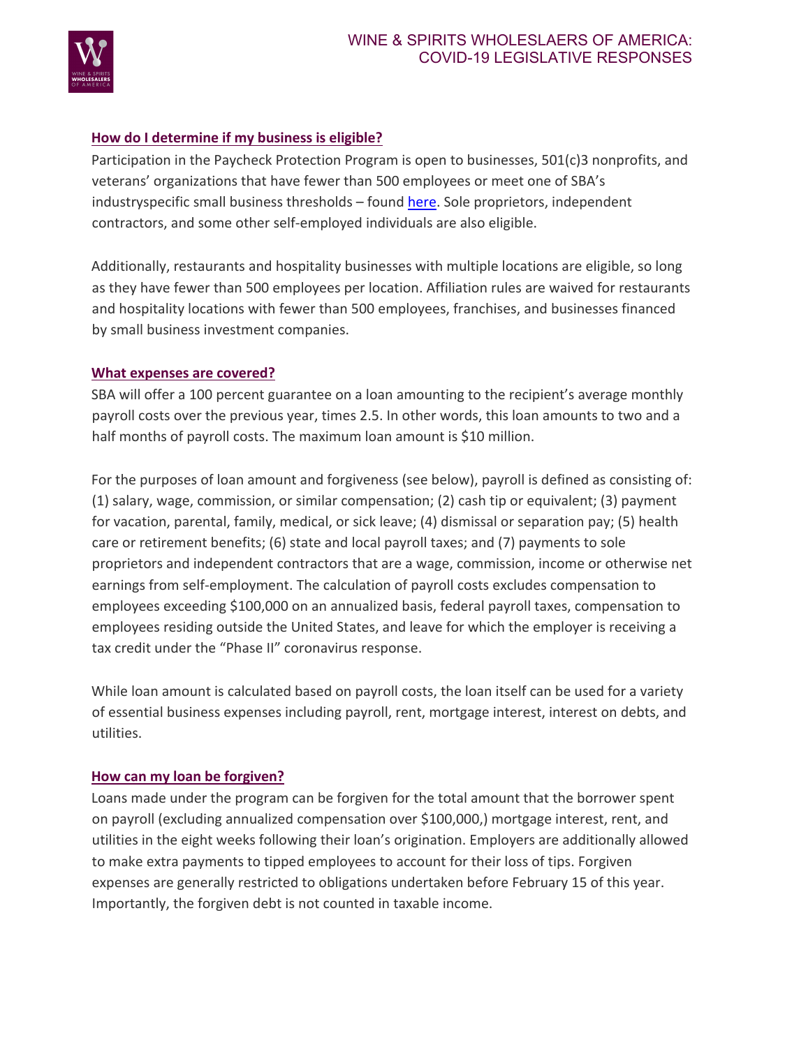## How do I determine if my business is eligible?

Participation in the Paycheck Protection Program is open to businesses, 501(c)3 nonprofits, and veterans' organizations that have fewer than 500 employees or meet one of SBA's industryspecific small business thresholds – found [here](). Sole proprietors, independent contractors, and some other self-employed individuals are also eligible.

Additionally, restaurants and hospitality businesses with multiple locations are eligible, so long as they have fewer than 500 employees per location. Affiliation rules are waived for restaurants and hospitality locations with fewer than 500 employees, franchises, and businesses financed by small business investment companies.

## What expenses are covered?

SBA will offer a 100 percent guarantee on a loan amounting to the recipient's average monthly payroll costs over the previous year, times 2.5. In other words, this loan amounts to two and a half months of payroll costs. The maximum loan amount is $10 million.

For the purposes of loan amount and forgiveness (see below), payroll is defined as consisting of: (1) salary, wage, commission, or similar compensation; (2) cash tip or equivalent; (3) payment for vacation, parental, family, medical, or sick leave; (4) dismissal or separation pay; (5) health care or retirement benefits; (6) state and local payroll taxes; and (7) payments to sole proprietors and independent contractors that are a wage, commission, income or otherwise net earnings from self-employment. The calculation of payroll costs excludes compensation to employees exceeding $100,000 on an annualized basis, federal payroll taxes, compensation to employees residing outside the United States, and leave for which the employer is receiving a tax credit under the "Phase II" coronavirus response.

While loan amount is calculated based on payroll costs, the loan itself can be used for a variety of essential business expenses including payroll, rent, mortgage interest, interest on debts, and utilities.

## How can my loan be forgiven?

Loans made under the program can be forgiven for the total amount that the borrower spent on payroll (excluding annualized compensation over $100,000,) mortgage interest, rent, and utilities in the eight weeks following their loan's origination. Employers are additionally allowed to make extra payments to tipped employees to account for their loss of tips. Forgiven expenses are generally restricted to obligations undertaken before February 15 of this year. Importantly, the forgiven debt is not counted in taxable income.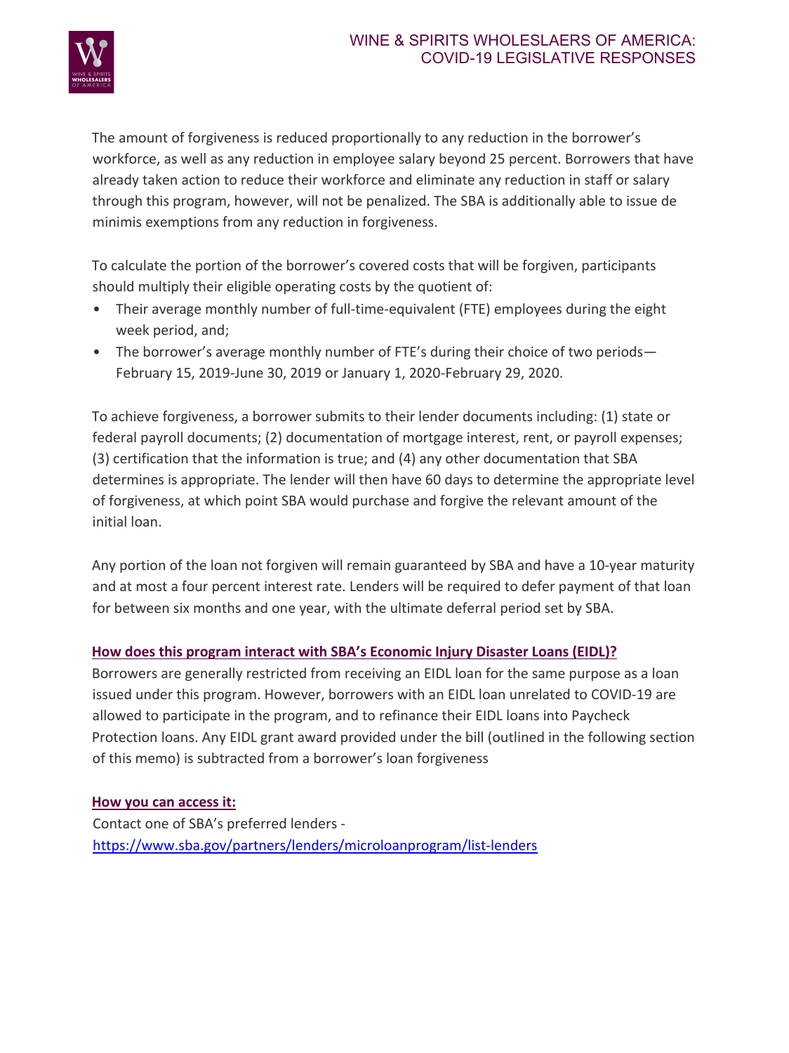The amount of forgiveness is reduced proportionally to any reduction in the borrower's workforce, as well as any reduction in employee salary beyond 25 percent. Borrowers that have already taken action to reduce their workforce and eliminate any reduction in staff or salary through this program, however, will not be penalized. The SBA is additionally able to issue de minimis exemptions from any reduction in forgiveness.

To calculate the portion of the borrower's covered costs that will be forgiven, participants should multiply their eligible operating costs by the quotient of:

- Their average monthly number of full-time-equivalent (FTE) employees during the eight week period, and;
- The borrower's average monthly number of FTE's during their choice of two periods—February 15, 2019-June 30, 2019 or January 1, 2020-February 29, 2020.

To achieve forgiveness, a borrower submits to their lender documents including: (1) state or federal payroll documents; (2) documentation of mortgage interest, rent, or payroll expenses; (3) certification that the information is true; and (4) any other documentation that SBA determines is appropriate. The lender will then have 60 days to determine the appropriate level of forgiveness, at which point SBA would purchase and forgive the relevant amount of the initial loan.

Any portion of the loan not forgiven will remain guaranteed by SBA and have a 10-year maturity and at most a four percent interest rate. Lenders will be required to defer payment of that loan for between six months and one year, with the ultimate deferral period set by SBA.

**How does this program interact with SBA's Economic Injury Disaster Loans (EIDL)?**

Borrowers are generally restricted from receiving an EIDL loan for the same purpose as a loan issued under this program. However, borrowers with an EIDL loan unrelated to COVID-19 are allowed to participate in the program, and to refinance their EIDL loans into Paycheck Protection loans. Any EIDL grant award provided under the bill (outlined in the following section of this memo) is subtracted from a borrower's loan forgiveness

**How you can access it:**

Contact one of SBA's preferred lenders - https://www.sba.gov/partners/lenders/microloanprogram/list-lenders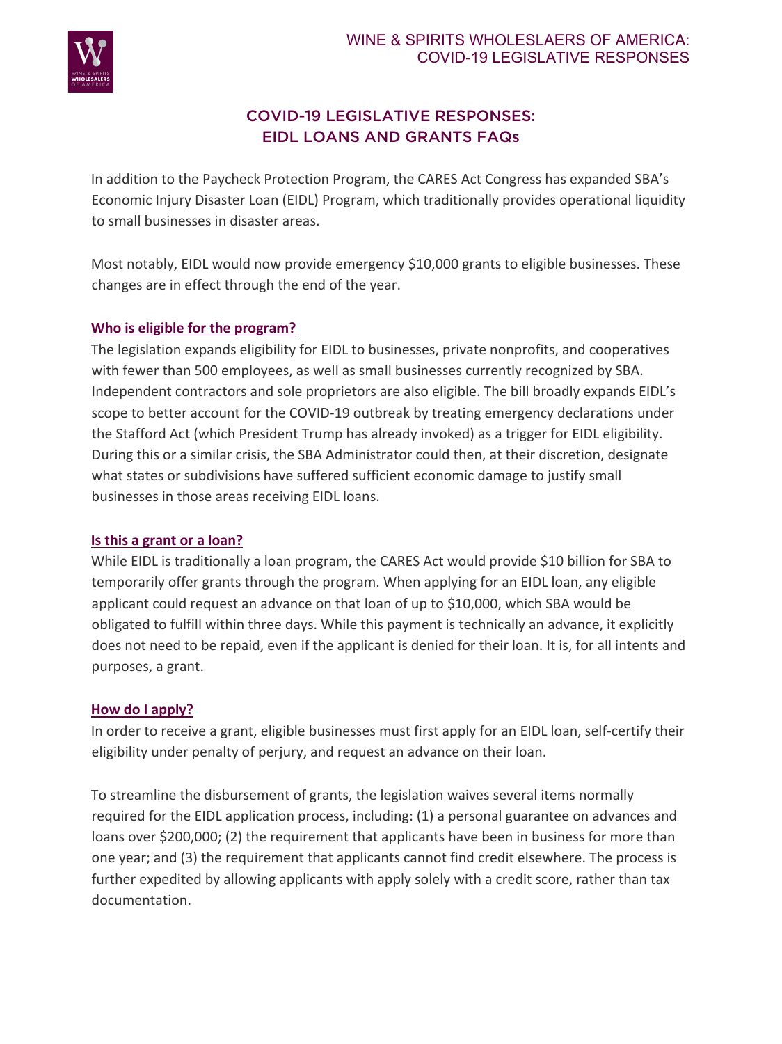## COVID-19 LEGISLATIVE RESPONSES: EIDL LOANS AND GRANTS FAQs

In addition to the Paycheck Protection Program, the CARES Act Congress has expanded SBA's Economic Injury Disaster Loan (EIDL) Program, which traditionally provides operational liquidity to small businesses in disaster areas.

Most notably, EIDL would now provide emergency $10,000 grants to eligible businesses. These changes are in effect through the end of the year.

### Who is eligible for the program?

The legislation expands eligibility for EIDL to businesses, private nonprofits, and cooperatives with fewer than 500 employees, as well as small businesses currently recognized by SBA. Independent contractors and sole proprietors are also eligible. The bill broadly expands EIDL's scope to better account for the COVID-19 outbreak by treating emergency declarations under the Stafford Act (which President Trump has already invoked) as a trigger for EIDL eligibility. During this or a similar crisis, the SBA Administrator could then, at their discretion, designate what states or subdivisions have suffered sufficient economic damage to justify small businesses in those areas receiving EIDL loans.

### Is this a grant or a loan?

While EIDL is traditionally a loan program, the CARES Act would provide $10 billion for SBA to temporarily offer grants through the program. When applying for an EIDL loan, any eligible applicant could request an advance on that loan of up to $10,000, which SBA would be obligated to fulfill within three days. While this payment is technically an advance, it explicitly does not need to be repaid, even if the applicant is denied for their loan. It is, for all intents and purposes, a grant.

### How do I apply?

In order to receive a grant, eligible businesses must first apply for an EIDL loan, self-certify their eligibility under penalty of perjury, and request an advance on their loan.

To streamline the disbursement of grants, the legislation waives several items normally required for the EIDL application process, including: (1) a personal guarantee on advances and loans over $200,000; (2) the requirement that applicants have been in business for more than one year; and (3) the requirement that applicants cannot find credit elsewhere. The process is further expedited by allowing applicants with apply solely with a credit score, rather than tax documentation.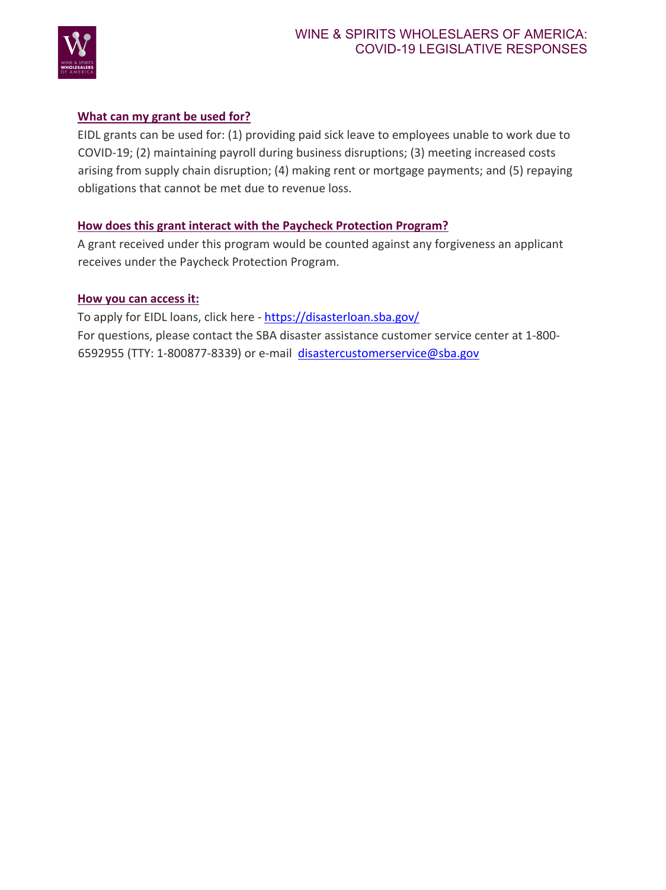## What can my grant be used for?

EIDL grants can be used for: (1) providing paid sick leave to employees unable to work due to COVID-19; (2) maintaining payroll during business disruptions; (3) meeting increased costs arising from supply chain disruption; (4) making rent or mortgage payments; and (5) repaying obligations that cannot be met due to revenue loss.

## How does this grant interact with the Paycheck Protection Program?

A grant received under this program would be counted against any forgiveness an applicant receives under the Paycheck Protection Program.

## How you can access it:

To apply for EIDL loans, click here - https://disasterloan.sba.gov/
For questions, please contact the SBA disaster assistance customer service center at 1-800-6592955 (TTY: 1-800877-8339) or e-mail disastercustomerservice@sba.gov